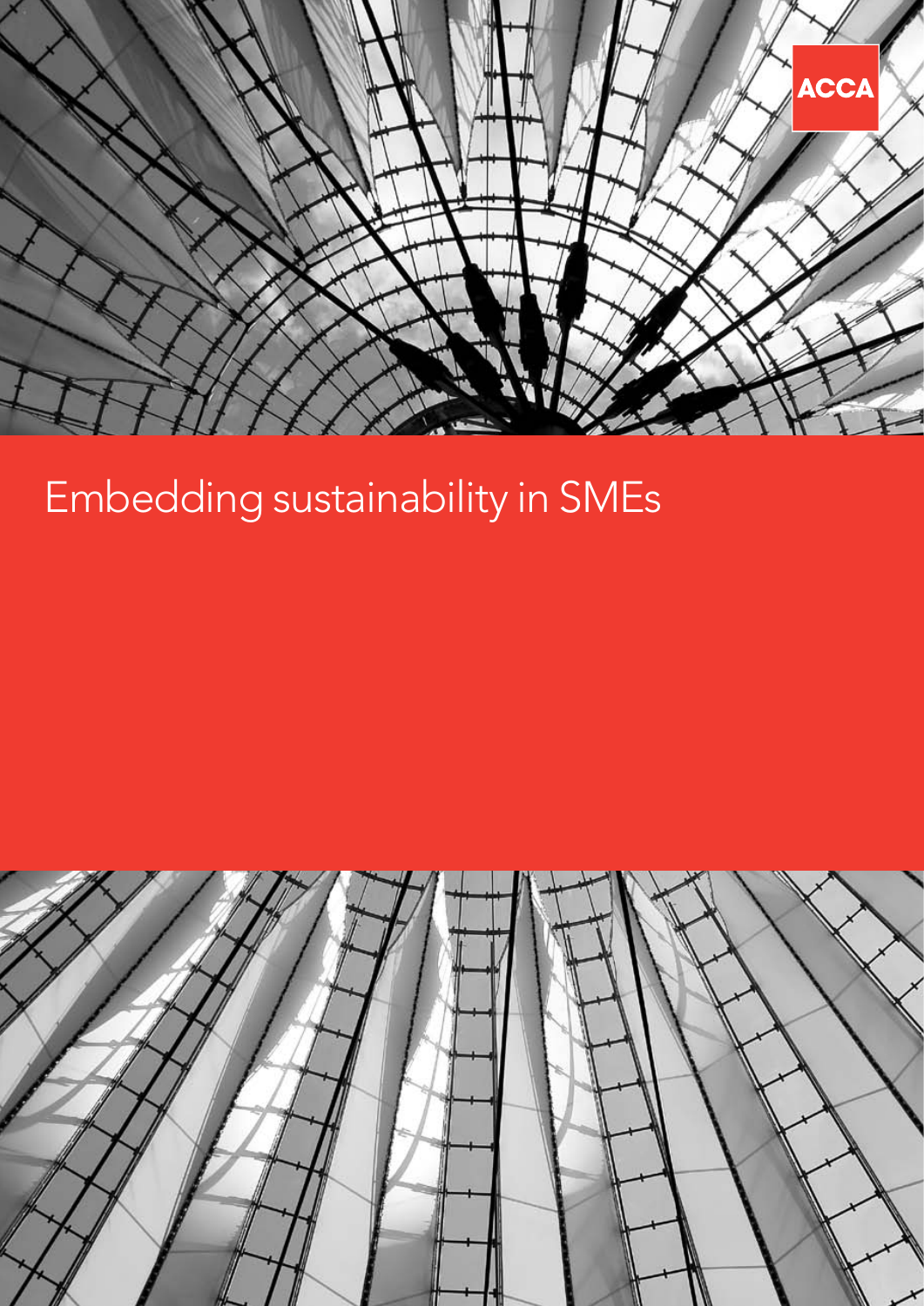ACCA

# Embedding sustainability in SMEs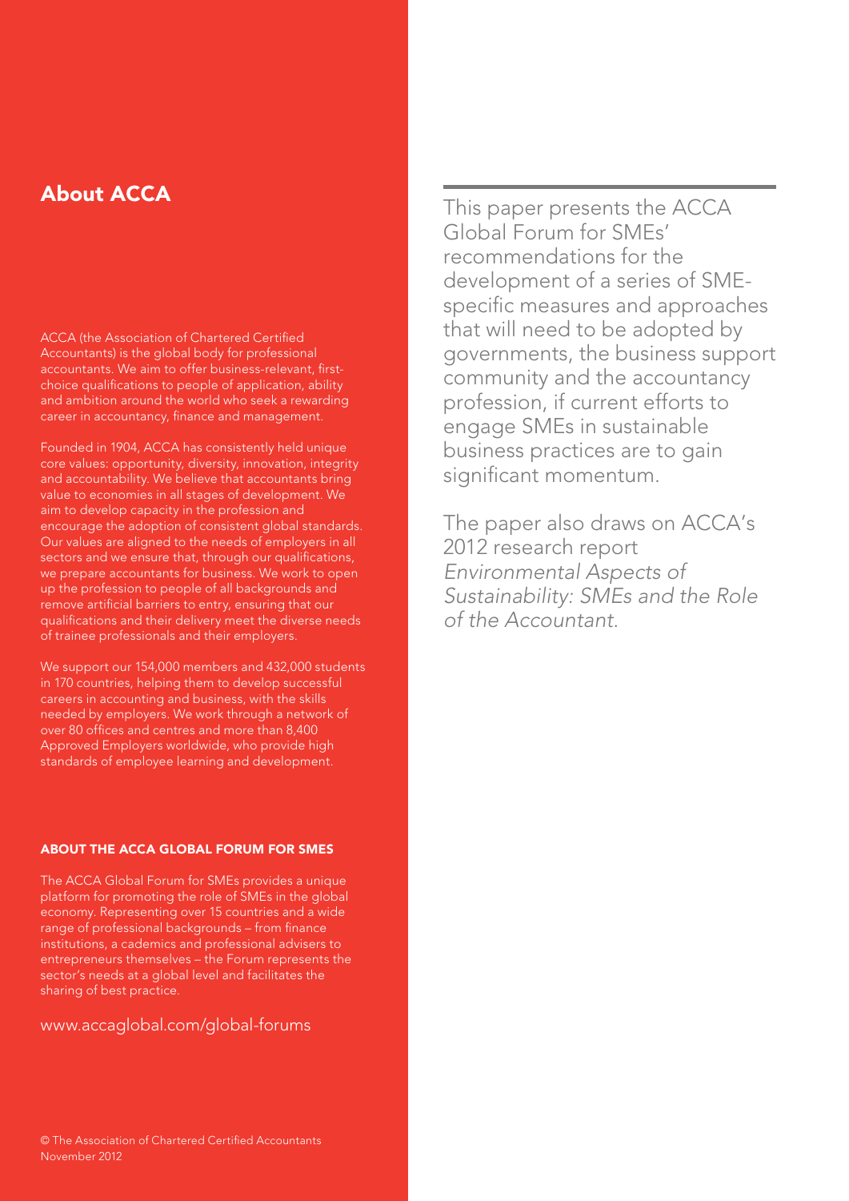## About ACCA

ACCA (the Association of Chartered Certified Accountants) is the global body for professional accountants. We aim to offer business-relevant, first-choice qualifications to people of application, ability and ambition around the world who seek a rewarding career in accountancy, finance and management.

Founded in 1904, ACCA has consistently held unique core values: opportunity, diversity, innovation, integrity and accountability. We believe that accountants bring value to economies in all stages of development. We aim to develop capacity in the profession and encourage the adoption of consistent global standards. Our values are aligned to the needs of employers in all sectors and we ensure that, through our qualifications, we prepare accountants for business. We work to open up the profession to people of all backgrounds and remove artificial barriers to entry, ensuring that our qualifications and their delivery meet the diverse needs of trainee professionals and their employers.

We support our 154,000 members and 432,000 students in 170 countries, helping them to develop successful careers in accounting and business, with the skills needed by employers. We work through a network of over 80 offices and centres and more than 8,400 Approved Employers worldwide, who provide high standards of employee learning and development.

### ABOUT THE ACCA GLOBAL FORUM FOR SMES

The ACCA Global Forum for SMEs provides a unique platform for promoting the role of SMEs in the global economy. Representing over 15 countries and a wide range of professional backgrounds – from finance institutions, a cademics and professional advisers to entrepreneurs themselves – the Forum represents the sector's needs at a global level and facilitates the sharing of best practice.

www.accaglobal.com/global-forums

© The Association of Chartered Certified Accountants
November 2012

This paper presents the ACCA Global Forum for SMEs' recommendations for the development of a series of SME-specific measures and approaches that will need to be adopted by governments, the business support community and the accountancy profession, if current efforts to engage SMEs in sustainable business practices are to gain significant momentum.

The paper also draws on ACCA's 2012 research report *Environmental Aspects of Sustainability: SMEs and the Role of the Accountant*.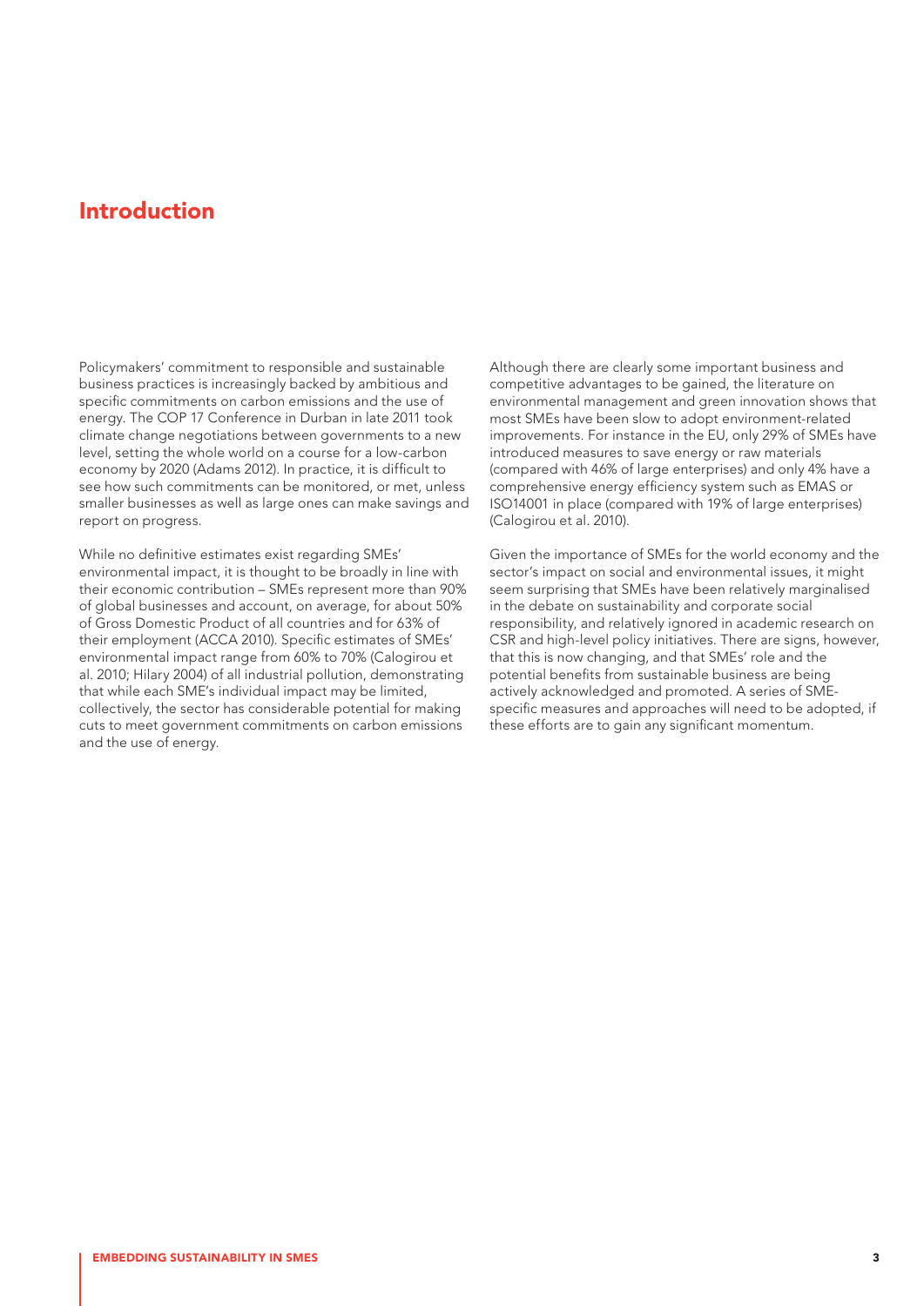# Introduction

Policymakers' commitment to responsible and sustainable business practices is increasingly backed by ambitious and specific commitments on carbon emissions and the use of energy. The COP 17 Conference in Durban in late 2011 took climate change negotiations between governments to a new level, setting the whole world on a course for a low-carbon economy by 2020 (Adams 2012). In practice, it is difficult to see how such commitments can be monitored, or met, unless smaller businesses as well as large ones can make savings and report on progress.

While no definitive estimates exist regarding SMEs' environmental impact, it is thought to be broadly in line with their economic contribution – SMEs represent more than 90% of global businesses and account, on average, for about 50% of Gross Domestic Product of all countries and for 63% of their employment (ACCA 2010). Specific estimates of SMEs' environmental impact range from 60% to 70% (Calogirou et al. 2010; Hilary 2004) of all industrial pollution, demonstrating that while each SME's individual impact may be limited, collectively, the sector has considerable potential for making cuts to meet government commitments on carbon emissions and the use of energy.

Although there are clearly some important business and competitive advantages to be gained, the literature on environmental management and green innovation shows that most SMEs have been slow to adopt environment-related improvements. For instance in the EU, only 29% of SMEs have introduced measures to save energy or raw materials (compared with 46% of large enterprises) and only 4% have a comprehensive energy efficiency system such as EMAS or ISO14001 in place (compared with 19% of large enterprises) (Calogirou et al. 2010).

Given the importance of SMEs for the world economy and the sector's impact on social and environmental issues, it might seem surprising that SMEs have been relatively marginalised in the debate on sustainability and corporate social responsibility, and relatively ignored in academic research on CSR and high-level policy initiatives. There are signs, however, that this is now changing, and that SMEs' role and the potential benefits from sustainable business are being actively acknowledged and promoted. A series of SME-specific measures and approaches will need to be adopted, if these efforts are to gain any significant momentum.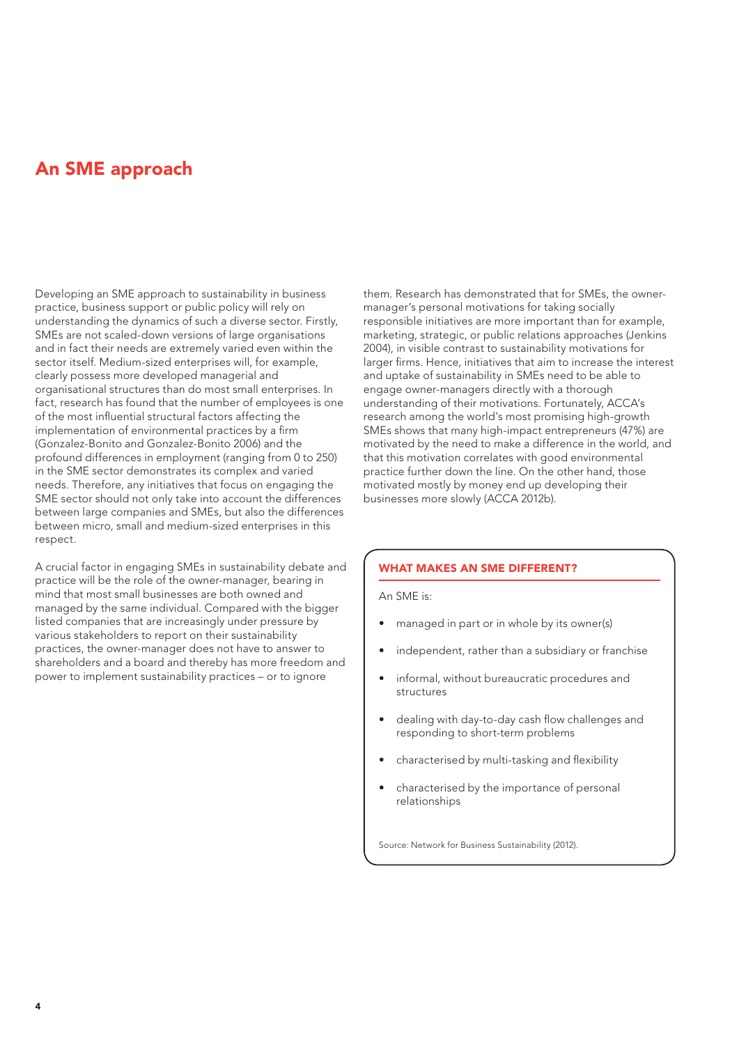# An SME approach

Developing an SME approach to sustainability in business practice, business support or public policy will rely on understanding the dynamics of such a diverse sector. Firstly, SMEs are not scaled-down versions of large organisations and in fact their needs are extremely varied even within the sector itself. Medium-sized enterprises will, for example, clearly possess more developed managerial and organisational structures than do most small enterprises. In fact, research has found that the number of employees is one of the most influential structural factors affecting the implementation of environmental practices by a firm (Gonzalez-Bonito and Gonzalez-Bonito 2006) and the profound differences in employment (ranging from 0 to 250) in the SME sector demonstrates its complex and varied needs. Therefore, any initiatives that focus on engaging the SME sector should not only take into account the differences between large companies and SMEs, but also the differences between micro, small and medium-sized enterprises in this respect.

A crucial factor in engaging SMEs in sustainability debate and practice will be the role of the owner-manager, bearing in mind that most small businesses are both owned and managed by the same individual. Compared with the bigger listed companies that are increasingly under pressure by various stakeholders to report on their sustainability practices, the owner-manager does not have to answer to shareholders and a board and thereby has more freedom and power to implement sustainability practices – or to ignore them. Research has demonstrated that for SMEs, the owner-manager's personal motivations for taking socially responsible initiatives are more important than for example, marketing, strategic, or public relations approaches (Jenkins 2004), in visible contrast to sustainability motivations for larger firms. Hence, initiatives that aim to increase the interest and uptake of sustainability in SMEs need to be able to engage owner-managers directly with a thorough understanding of their motivations. Fortunately, ACCA's research among the world's most promising high-growth SMEs shows that many high-impact entrepreneurs (47%) are motivated by the need to make a difference in the world, and that this motivation correlates with good environmental practice further down the line. On the other hand, those motivated mostly by money end up developing their businesses more slowly (ACCA 2012b).

### WHAT MAKES AN SME DIFFERENT?

An SME is:

- managed in part or in whole by its owner(s)
- independent, rather than a subsidiary or franchise
- informal, without bureaucratic procedures and structures
- dealing with day-to-day cash flow challenges and responding to short-term problems
- characterised by multi-tasking and flexibility
- characterised by the importance of personal relationships

Source: Network for Business Sustainability (2012).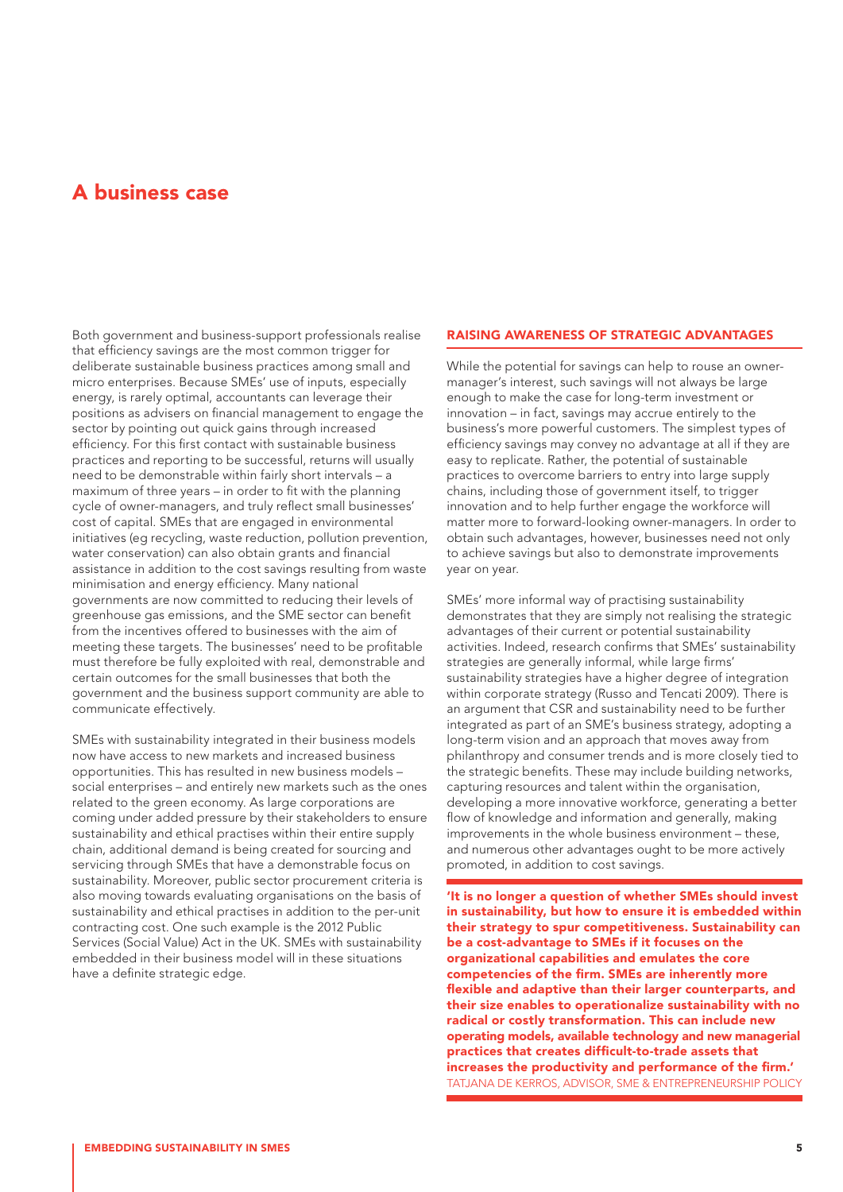# A business case

Both government and business-support professionals realise that efficiency savings are the most common trigger for deliberate sustainable business practices among small and micro enterprises. Because SMEs' use of inputs, especially energy, is rarely optimal, accountants can leverage their positions as advisers on financial management to engage the sector by pointing out quick gains through increased efficiency. For this first contact with sustainable business practices and reporting to be successful, returns will usually need to be demonstrable within fairly short intervals – a maximum of three years – in order to fit with the planning cycle of owner-managers, and truly reflect small businesses' cost of capital. SMEs that are engaged in environmental initiatives (eg recycling, waste reduction, pollution prevention, water conservation) can also obtain grants and financial assistance in addition to the cost savings resulting from waste minimisation and energy efficiency. Many national governments are now committed to reducing their levels of greenhouse gas emissions, and the SME sector can benefit from the incentives offered to businesses with the aim of meeting these targets. The businesses' need to be profitable must therefore be fully exploited with real, demonstrable and certain outcomes for the small businesses that both the government and the business support community are able to communicate effectively.

SMEs with sustainability integrated in their business models now have access to new markets and increased business opportunities. This has resulted in new business models – social enterprises – and entirely new markets such as the ones related to the green economy. As large corporations are coming under added pressure by their stakeholders to ensure sustainability and ethical practises within their entire supply chain, additional demand is being created for sourcing and servicing through SMEs that have a demonstrable focus on sustainability. Moreover, public sector procurement criteria is also moving towards evaluating organisations on the basis of sustainability and ethical practises in addition to the per-unit contracting cost. One such example is the 2012 Public Services (Social Value) Act in the UK. SMEs with sustainability embedded in their business model will in these situations have a definite strategic edge.

## RAISING AWARENESS OF STRATEGIC ADVANTAGES

While the potential for savings can help to rouse an owner-manager's interest, such savings will not always be large enough to make the case for long-term investment or innovation – in fact, savings may accrue entirely to the business's more powerful customers. The simplest types of efficiency savings may convey no advantage at all if they are easy to replicate. Rather, the potential of sustainable practices to overcome barriers to entry into large supply chains, including those of government itself, to trigger innovation and to help further engage the workforce will matter more to forward-looking owner-managers. In order to obtain such advantages, however, businesses need not only to achieve savings but also to demonstrate improvements year on year.

SMEs' more informal way of practising sustainability demonstrates that they are simply not realising the strategic advantages of their current or potential sustainability activities. Indeed, research confirms that SMEs' sustainability strategies are generally informal, while large firms' sustainability strategies have a higher degree of integration within corporate strategy (Russo and Tencati 2009). There is an argument that CSR and sustainability need to be further integrated as part of an SME's business strategy, adopting a long-term vision and an approach that moves away from philanthropy and consumer trends and is more closely tied to the strategic benefits. These may include building networks, capturing resources and talent within the organisation, developing a more innovative workforce, generating a better flow of knowledge and information and generally, making improvements in the whole business environment – these, and numerous other advantages ought to be more actively promoted, in addition to cost savings.

**'It is no longer a question of whether SMEs should invest in sustainability, but how to ensure it is embedded within their strategy to spur competitiveness. Sustainability can be a cost-advantage to SMEs if it focuses on the organizational capabilities and emulates the core competencies of the firm. SMEs are inherently more flexible and adaptive than their larger counterparts, and their size enables to operationalize sustainability with no radical or costly transformation. This can include new operating models, available technology and new managerial practices that creates difficult-to-trade assets that increases the productivity and performance of the firm.'**
TATJANA DE KERROS, ADVISOR, SME & ENTREPRENEURSHIP POLICY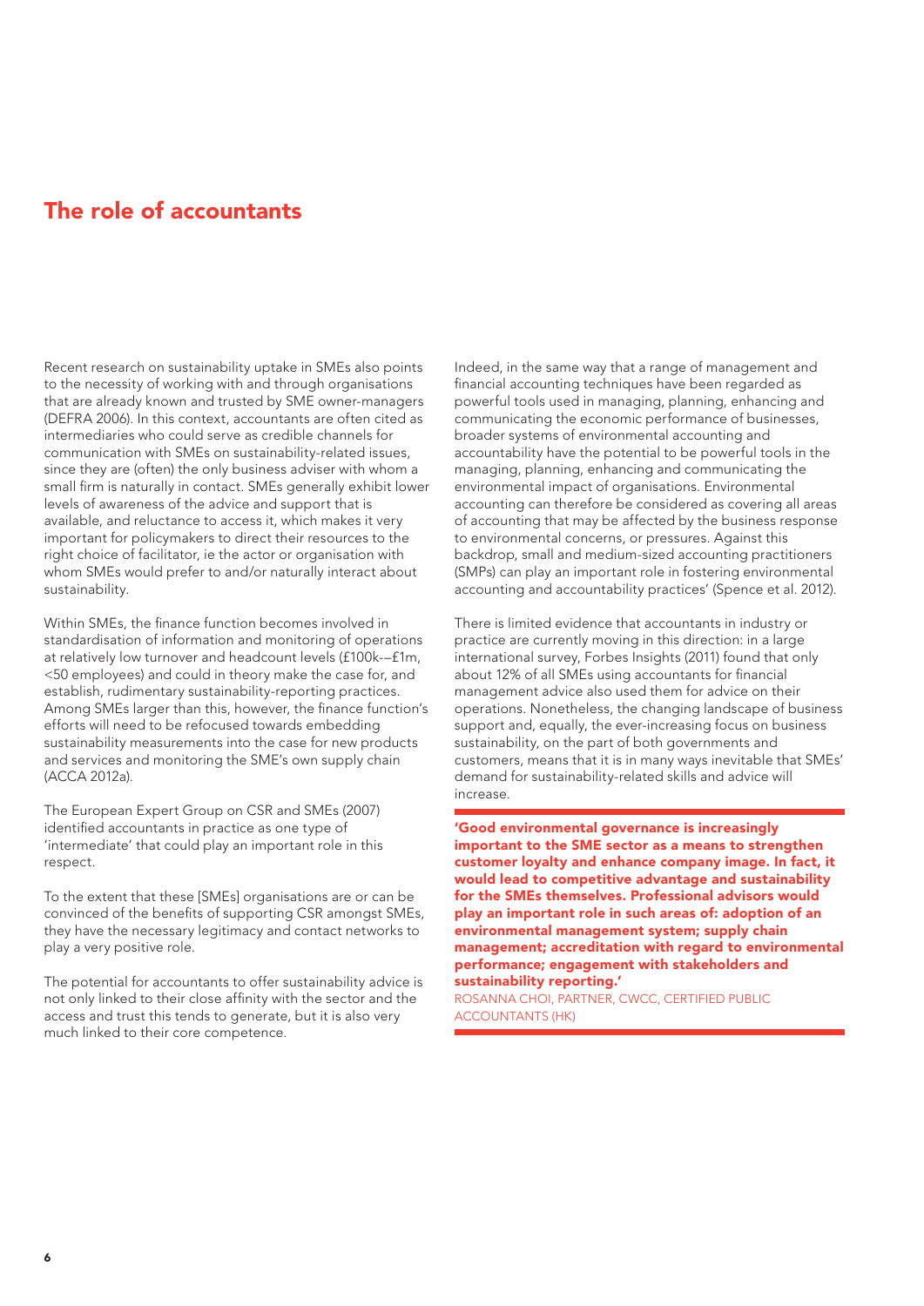## The role of accountants

Recent research on sustainability uptake in SMEs also points to the necessity of working with and through organisations that are already known and trusted by SME owner-managers (DEFRA 2006). In this context, accountants are often cited as intermediaries who could serve as credible channels for communication with SMEs on sustainability-related issues, since they are (often) the only business adviser with whom a small firm is naturally in contact. SMEs generally exhibit lower levels of awareness of the advice and support that is available, and reluctance to access it, which makes it very important for policymakers to direct their resources to the right choice of facilitator, ie the actor or organisation with whom SMEs would prefer to and/or naturally interact about sustainability.

Within SMEs, the finance function becomes involved in standardisation of information and monitoring of operations at relatively low turnover and headcount levels (£100k-–£1m, <50 employees) and could in theory make the case for, and establish, rudimentary sustainability-reporting practices. Among SMEs larger than this, however, the finance function's efforts will need to be refocused towards embedding sustainability measurements into the case for new products and services and monitoring the SME's own supply chain (ACCA 2012a).

The European Expert Group on CSR and SMEs (2007) identified accountants in practice as one type of 'intermediate' that could play an important role in this respect.

To the extent that these [SMEs] organisations are or can be convinced of the benefits of supporting CSR amongst SMEs, they have the necessary legitimacy and contact networks to play a very positive role.

The potential for accountants to offer sustainability advice is not only linked to their close affinity with the sector and the access and trust this tends to generate, but it is also very much linked to their core competence.

Indeed, in the same way that a range of management and financial accounting techniques have been regarded as powerful tools used in managing, planning, enhancing and communicating the economic performance of businesses, broader systems of environmental accounting and accountability have the potential to be powerful tools in the managing, planning, enhancing and communicating the environmental impact of organisations. Environmental accounting can therefore be considered as covering all areas of accounting that may be affected by the business response to environmental concerns, or pressures. Against this backdrop, small and medium-sized accounting practitioners (SMPs) can play an important role in fostering environmental accounting and accountability practices' (Spence et al. 2012).

There is limited evidence that accountants in industry or practice are currently moving in this direction: in a large international survey, Forbes Insights (2011) found that only about 12% of all SMEs using accountants for financial management advice also used them for advice on their operations. Nonetheless, the changing landscape of business support and, equally, the ever-increasing focus on business sustainability, on the part of both governments and customers, means that it is in many ways inevitable that SMEs' demand for sustainability-related skills and advice will increase.

**'Good environmental governance is increasingly important to the SME sector as a means to strengthen customer loyalty and enhance company image. In fact, it would lead to competitive advantage and sustainability for the SMEs themselves. Professional advisors would play an important role in such areas of: adoption of an environmental management system; supply chain management; accreditation with regard to environmental performance; engagement with stakeholders and sustainability reporting.'**

ROSANNA CHOI, PARTNER, CWCC, CERTIFIED PUBLIC ACCOUNTANTS (HK)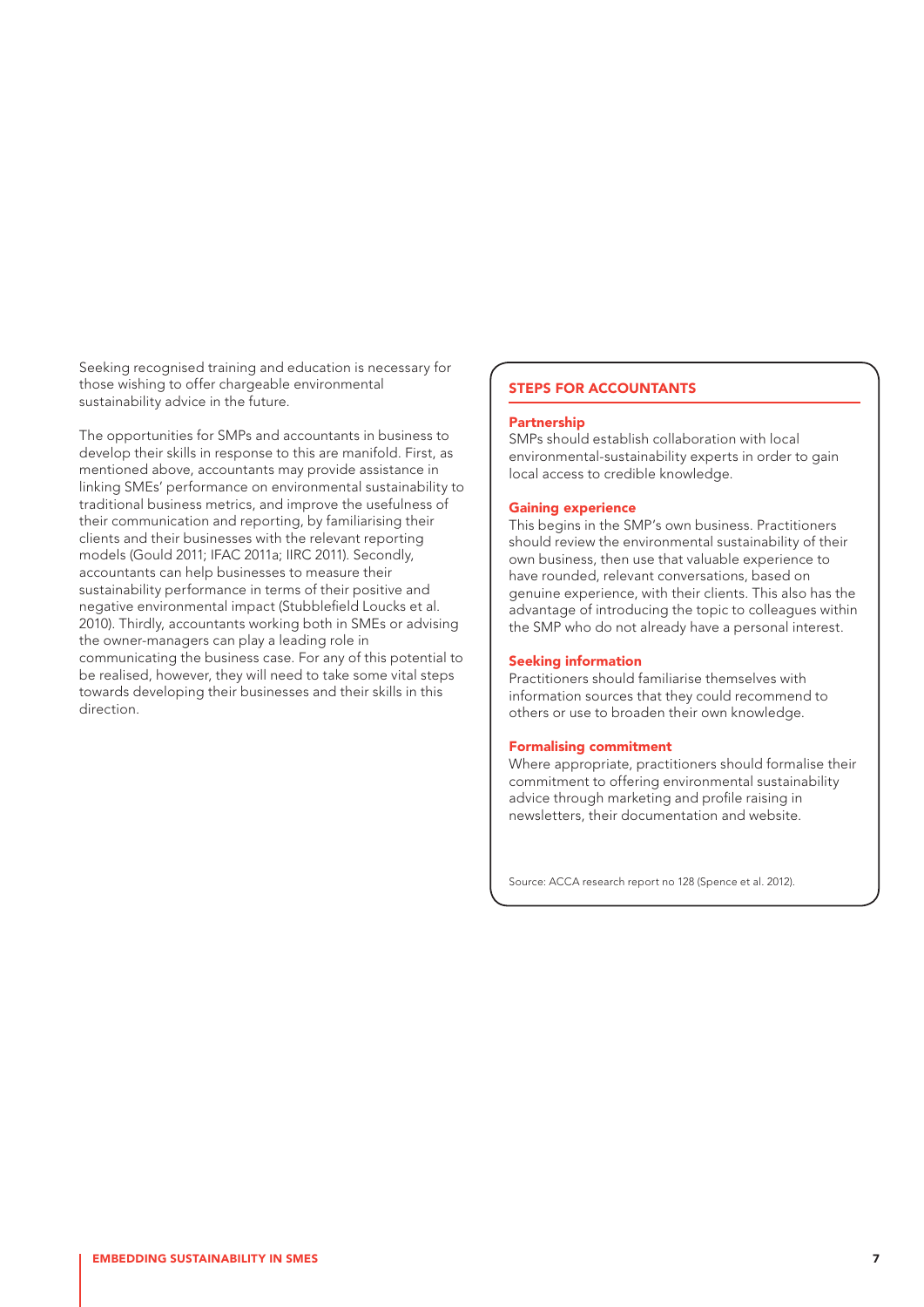Seeking recognised training and education is necessary for those wishing to offer chargeable environmental sustainability advice in the future.

The opportunities for SMPs and accountants in business to develop their skills in response to this are manifold. First, as mentioned above, accountants may provide assistance in linking SMEs' performance on environmental sustainability to traditional business metrics, and improve the usefulness of their communication and reporting, by familiarising their clients and their businesses with the relevant reporting models (Gould 2011; IFAC 2011a; IIRC 2011). Secondly, accountants can help businesses to measure their sustainability performance in terms of their positive and negative environmental impact (Stubblefield Loucks et al. 2010). Thirdly, accountants working both in SMEs or advising the owner-managers can play a leading role in communicating the business case. For any of this potential to be realised, however, they will need to take some vital steps towards developing their businesses and their skills in this direction.

## STEPS FOR ACCOUNTANTS

### Partnership

SMPs should establish collaboration with local environmental-sustainability experts in order to gain local access to credible knowledge.

### Gaining experience

This begins in the SMP's own business. Practitioners should review the environmental sustainability of their own business, then use that valuable experience to have rounded, relevant conversations, based on genuine experience, with their clients. This also has the advantage of introducing the topic to colleagues within the SMP who do not already have a personal interest.

### Seeking information

Practitioners should familiarise themselves with information sources that they could recommend to others or use to broaden their own knowledge.

### Formalising commitment

Where appropriate, practitioners should formalise their commitment to offering environmental sustainability advice through marketing and profile raising in newsletters, their documentation and website.

Source: ACCA research report no 128 (Spence et al. 2012).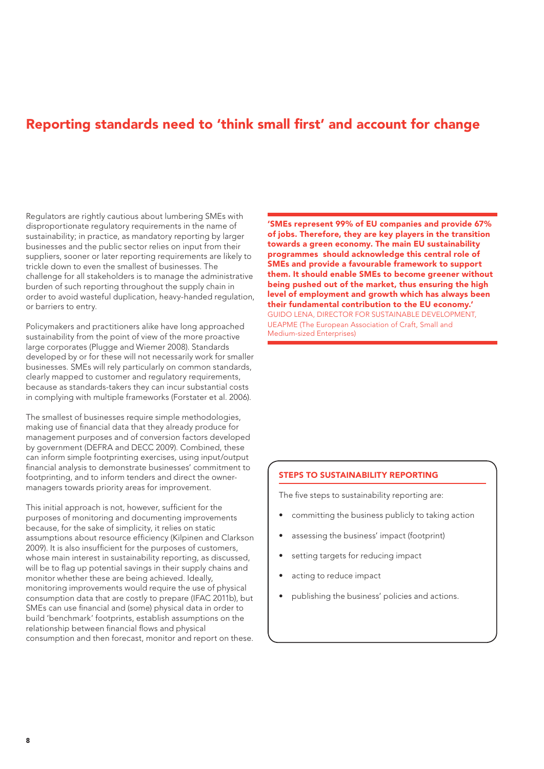# Reporting standards need to 'think small first' and account for change

Regulators are rightly cautious about lumbering SMEs with disproportionate regulatory requirements in the name of sustainability; in practice, as mandatory reporting by larger businesses and the public sector relies on input from their suppliers, sooner or later reporting requirements are likely to trickle down to even the smallest of businesses. The challenge for all stakeholders is to manage the administrative burden of such reporting throughout the supply chain in order to avoid wasteful duplication, heavy-handed regulation, or barriers to entry.

Policymakers and practitioners alike have long approached sustainability from the point of view of the more proactive large corporates (Plugge and Wiemer 2008). Standards developed by or for these will not necessarily work for smaller businesses. SMEs will rely particularly on common standards, clearly mapped to customer and regulatory requirements, because as standards-takers they can incur substantial costs in complying with multiple frameworks (Forstater et al. 2006).

The smallest of businesses require simple methodologies, making use of financial data that they already produce for management purposes and of conversion factors developed by government (DEFRA and DECC 2009). Combined, these can inform simple footprinting exercises, using input/output financial analysis to demonstrate businesses' commitment to footprinting, and to inform tenders and direct the owner-managers towards priority areas for improvement.

This initial approach is not, however, sufficient for the purposes of monitoring and documenting improvements because, for the sake of simplicity, it relies on static assumptions about resource efficiency (Kilpinen and Clarkson 2009). It is also insufficient for the purposes of customers, whose main interest in sustainability reporting, as discussed, will be to flag up potential savings in their supply chains and monitor whether these are being achieved. Ideally, monitoring improvements would require the use of physical consumption data that are costly to prepare (IFAC 2011b), but SMEs can use financial and (some) physical data in order to build 'benchmark' footprints, establish assumptions on the relationship between financial flows and physical consumption and then forecast, monitor and report on these.

**'SMEs represent 99% of EU companies and provide 67% of jobs. Therefore, they are key players in the transition towards a green economy. The main EU sustainability programmes should acknowledge this central role of SMEs and provide a favourable framework to support them. It should enable SMEs to become greener without being pushed out of the market, thus ensuring the high level of employment and growth which has always been their fundamental contribution to the EU economy.'**
GUIDO LENA, DIRECTOR FOR SUSTAINABLE DEVELOPMENT, UEAPME (The European Association of Craft, Small and Medium-sized Enterprises)

### STEPS TO SUSTAINABILITY REPORTING

The five steps to sustainability reporting are:

- committing the business publicly to taking action
- assessing the business' impact (footprint)
- setting targets for reducing impact
- acting to reduce impact
- publishing the business' policies and actions.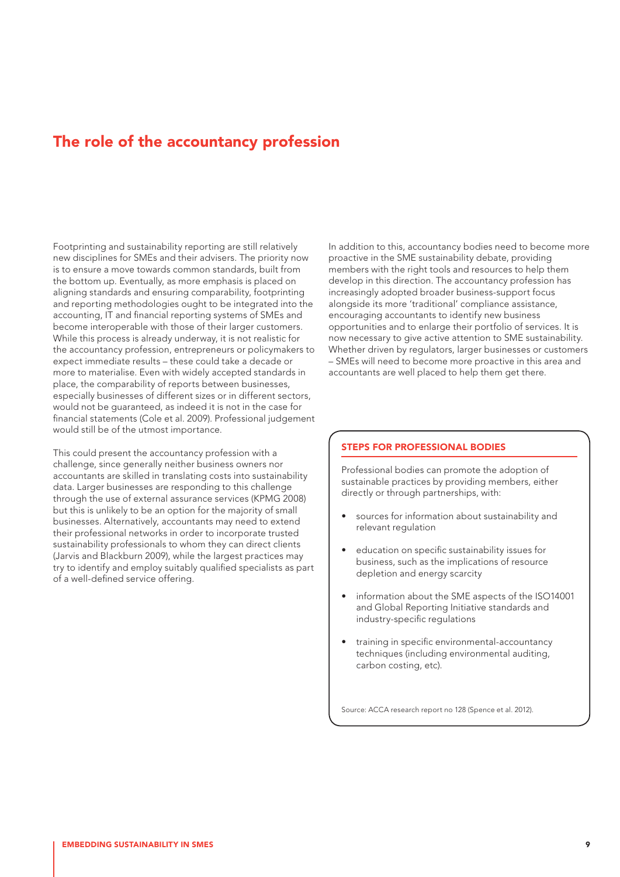# The role of the accountancy profession

Footprinting and sustainability reporting are still relatively new disciplines for SMEs and their advisers. The priority now is to ensure a move towards common standards, built from the bottom up. Eventually, as more emphasis is placed on aligning standards and ensuring comparability, footprinting and reporting methodologies ought to be integrated into the accounting, IT and financial reporting systems of SMEs and become interoperable with those of their larger customers. While this process is already underway, it is not realistic for the accountancy profession, entrepreneurs or policymakers to expect immediate results – these could take a decade or more to materialise. Even with widely accepted standards in place, the comparability of reports between businesses, especially businesses of different sizes or in different sectors, would not be guaranteed, as indeed it is not in the case for financial statements (Cole et al. 2009). Professional judgement would still be of the utmost importance.

This could present the accountancy profession with a challenge, since generally neither business owners nor accountants are skilled in translating costs into sustainability data. Larger businesses are responding to this challenge through the use of external assurance services (KPMG 2008) but this is unlikely to be an option for the majority of small businesses. Alternatively, accountants may need to extend their professional networks in order to incorporate trusted sustainability professionals to whom they can direct clients (Jarvis and Blackburn 2009), while the largest practices may try to identify and employ suitably qualified specialists as part of a well-defined service offering.

In addition to this, accountancy bodies need to become more proactive in the SME sustainability debate, providing members with the right tools and resources to help them develop in this direction. The accountancy profession has increasingly adopted broader business-support focus alongside its more 'traditional' compliance assistance, encouraging accountants to identify new business opportunities and to enlarge their portfolio of services. It is now necessary to give active attention to SME sustainability. Whether driven by regulators, larger businesses or customers – SMEs will need to become more proactive in this area and accountants are well placed to help them get there.

### STEPS FOR PROFESSIONAL BODIES

Professional bodies can promote the adoption of sustainable practices by providing members, either directly or through partnerships, with:

- sources for information about sustainability and relevant regulation
- education on specific sustainability issues for business, such as the implications of resource depletion and energy scarcity
- information about the SME aspects of the ISO14001 and Global Reporting Initiative standards and industry-specific regulations
- training in specific environmental-accountancy techniques (including environmental auditing, carbon costing, etc).

Source: ACCA research report no 128 (Spence et al. 2012).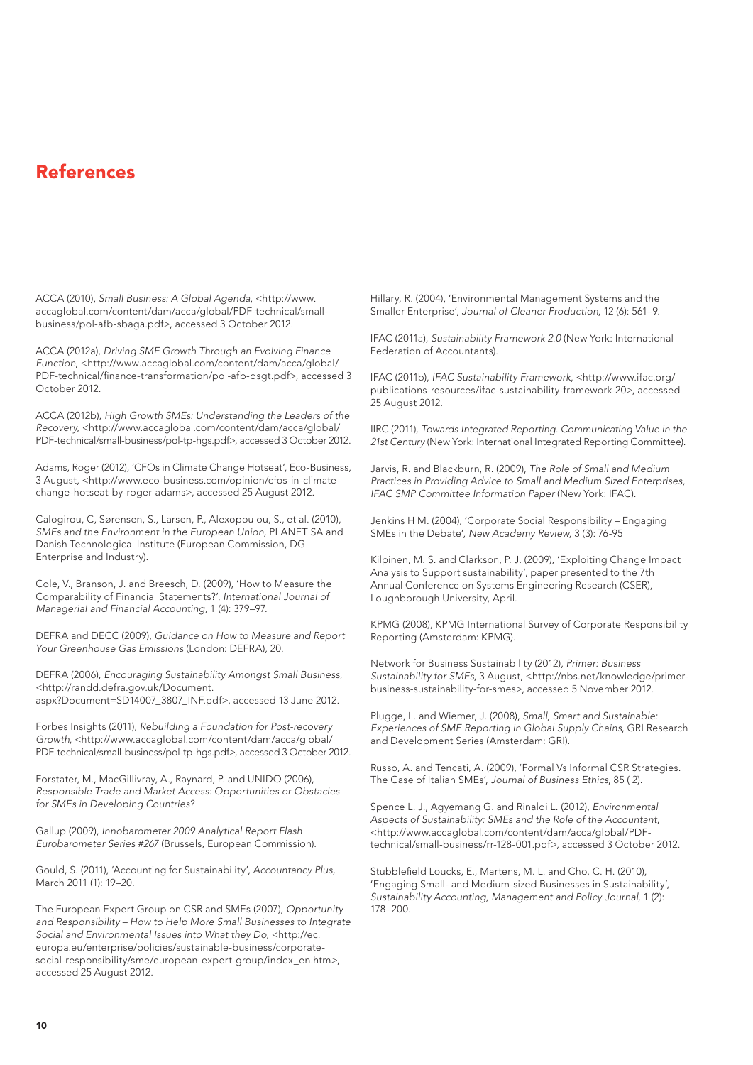# References

ACCA (2010), *Small Business: A Global Agenda*, <http://www.accaglobal.com/content/dam/acca/global/PDF-technical/small-business/pol-afb-sbaga.pdf>, accessed 3 October 2012.

ACCA (2012a), *Driving SME Growth Through an Evolving Finance Function*, <http://www.accaglobal.com/content/dam/acca/global/PDF-technical/finance-transformation/pol-afb-dsgt.pdf>, accessed 3 October 2012.

ACCA (2012b), *High Growth SMEs: Understanding the Leaders of the Recovery*, <http://www.accaglobal.com/content/dam/acca/global/PDF-technical/small-business/pol-tp-hgs.pdf>, accessed 3 October 2012.

Adams, Roger (2012), 'CFOs in Climate Change Hotseat', Eco-Business, 3 August, <http://www.eco-business.com/opinion/cfos-in-climate-change-hotseat-by-roger-adams>, accessed 25 August 2012.

Calogirou, C, Sørensen, S., Larsen, P., Alexopoulou, S., et al. (2010), *SMEs and the Environment in the European Union*, PLANET SA and Danish Technological Institute (European Commission, DG Enterprise and Industry).

Cole, V., Branson, J. and Breesch, D. (2009), 'How to Measure the Comparability of Financial Statements?', *International Journal of Managerial and Financial Accounting*, 1 (4): 379–97.

DEFRA and DECC (2009), *Guidance on How to Measure and Report Your Greenhouse Gas Emissions* (London: DEFRA), 20.

DEFRA (2006), *Encouraging Sustainability Amongst Small Business*, <http://randd.defra.gov.uk/Document.aspx?Document=SD14007_3807_INF.pdf>, accessed 13 June 2012.

Forbes Insights (2011), *Rebuilding a Foundation for Post-recovery Growth*, <http://www.accaglobal.com/content/dam/acca/global/PDF-technical/small-business/pol-tp-hgs.pdf>, accessed 3 October 2012.

Forstater, M., MacGillivray, A., Raynard, P. and UNIDO (2006), *Responsible Trade and Market Access: Opportunities or Obstacles for SMEs in Developing Countries?*

Gallup (2009), *Innobarometer 2009 Analytical Report Flash Eurobarometer Series #267* (Brussels, European Commission).

Gould, S. (2011), 'Accounting for Sustainability', *Accountancy Plus*, March 2011 (1): 19–20.

The European Expert Group on CSR and SMEs (2007), *Opportunity and Responsibility – How to Help More Small Businesses to Integrate Social and Environmental Issues into What they Do*, <http://ec.europa.eu/enterprise/policies/sustainable-business/corporate-social-responsibility/sme/european-expert-group/index_en.htm>, accessed 25 August 2012.

Hillary, R. (2004), 'Environmental Management Systems and the Smaller Enterprise', *Journal of Cleaner Production*, 12 (6): 561–9.

IFAC (2011a), *Sustainability Framework 2.0* (New York: International Federation of Accountants).

IFAC (2011b), *IFAC Sustainability Framework*, <http://www.ifac.org/publications-resources/ifac-sustainability-framework-20>, accessed 25 August 2012.

IIRC (2011), *Towards Integrated Reporting. Communicating Value in the 21st Century* (New York: International Integrated Reporting Committee).

Jarvis, R. and Blackburn, R. (2009), *The Role of Small and Medium Practices in Providing Advice to Small and Medium Sized Enterprises, IFAC SMP Committee Information Paper* (New York: IFAC).

Jenkins H M. (2004), 'Corporate Social Responsibility – Engaging SMEs in the Debate', *New Academy Review*, 3 (3): 76-95

Kilpinen, M. S. and Clarkson, P. J. (2009), 'Exploiting Change Impact Analysis to Support sustainability', paper presented to the 7th Annual Conference on Systems Engineering Research (CSER), Loughborough University, April.

KPMG (2008), KPMG International Survey of Corporate Responsibility Reporting (Amsterdam: KPMG).

Network for Business Sustainability (2012), *Primer: Business Sustainability for SMEs*, 3 August, <http://nbs.net/knowledge/primer-business-sustainability-for-smes>, accessed 5 November 2012.

Plugge, L. and Wiemer, J. (2008), *Small, Smart and Sustainable: Experiences of SME Reporting in Global Supply Chains*, GRI Research and Development Series (Amsterdam: GRI).

Russo, A. and Tencati, A. (2009), 'Formal Vs Informal CSR Strategies. The Case of Italian SMEs', *Journal of Business Ethics*, 85 ( 2).

Spence L. J., Agyemang G. and Rinaldi L. (2012), *Environmental Aspects of Sustainability: SMEs and the Role of the Accountant*, <http://www.accaglobal.com/content/dam/acca/global/PDF-technical/small-business/rr-128-001.pdf>, accessed 3 October 2012.

Stubblefield Loucks, E., Martens, M. L. and Cho, C. H. (2010), 'Engaging Small- and Medium-sized Businesses in Sustainability', *Sustainability Accounting, Management and Policy Journal*, 1 (2): 178–200.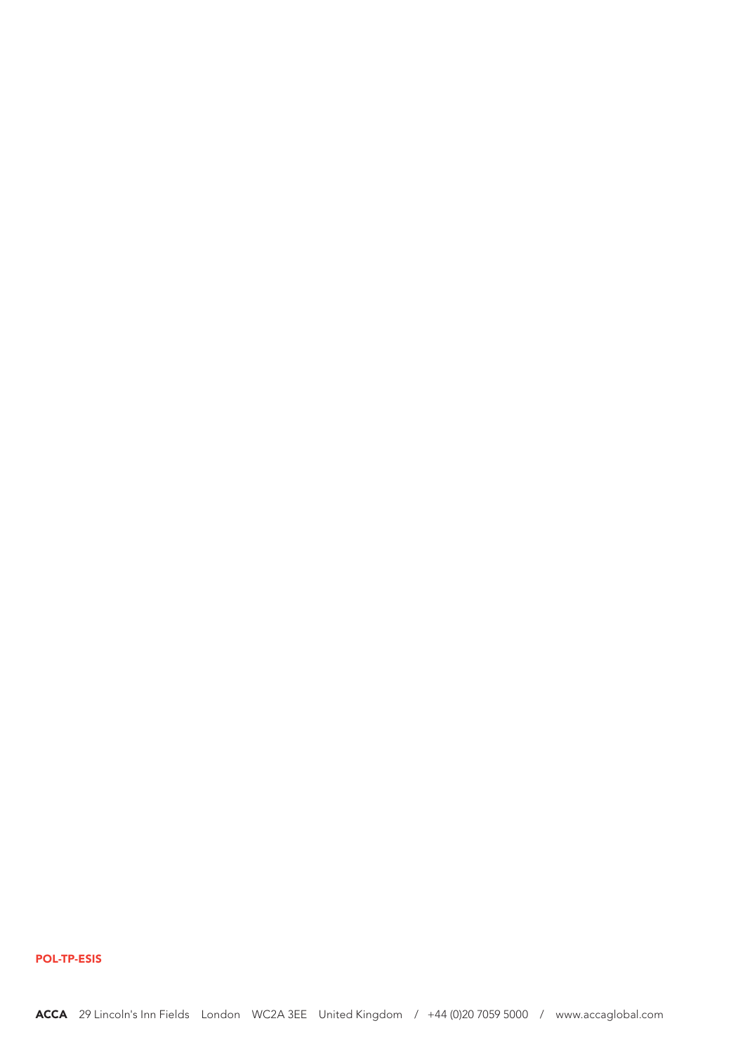**POL-TP-ESIS**

**ACCA** 29 Lincoln's Inn Fields London WC2A 3EE United Kingdom / +44 (0)20 7059 5000 / www.accaglobal.com